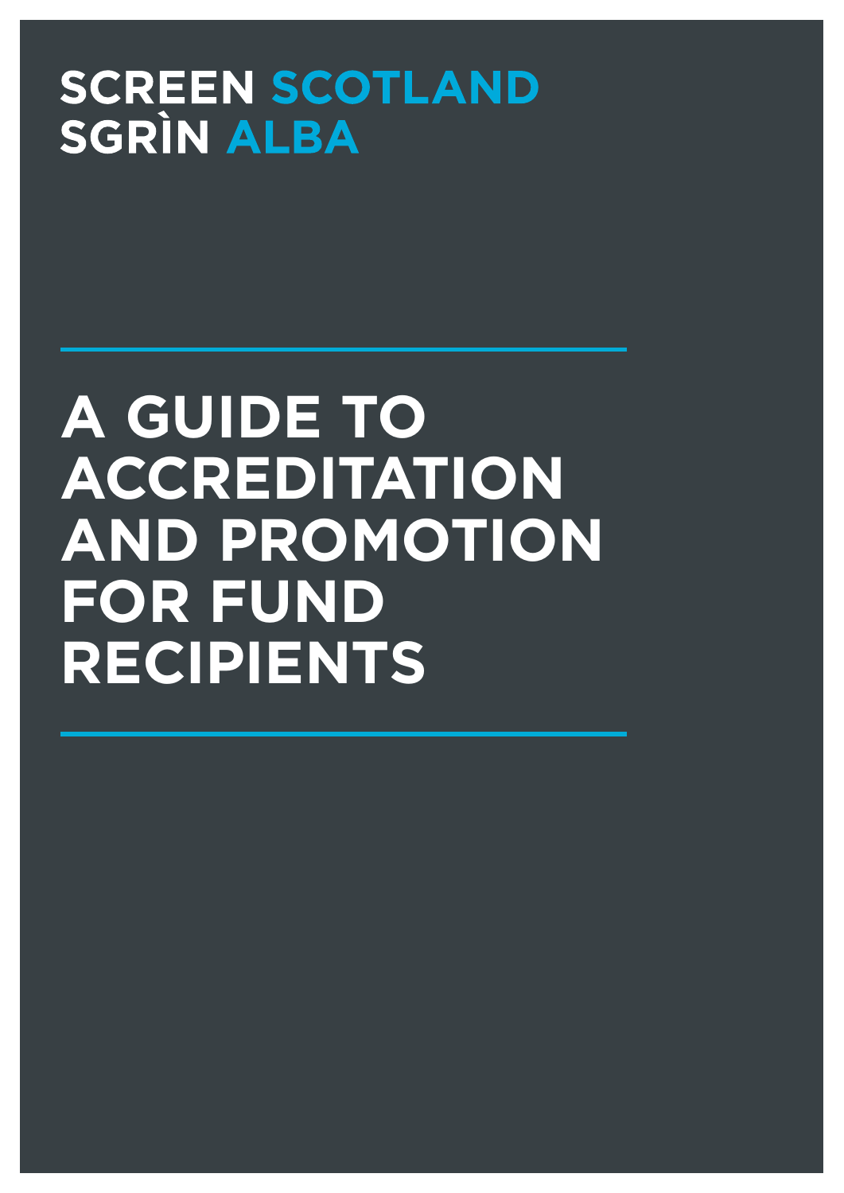**SCREEN SCOTLAND**
**SGRÌN ALBA**

# A GUIDE TO ACCREDITATION AND PROMOTION FOR FUND RECIPIENTS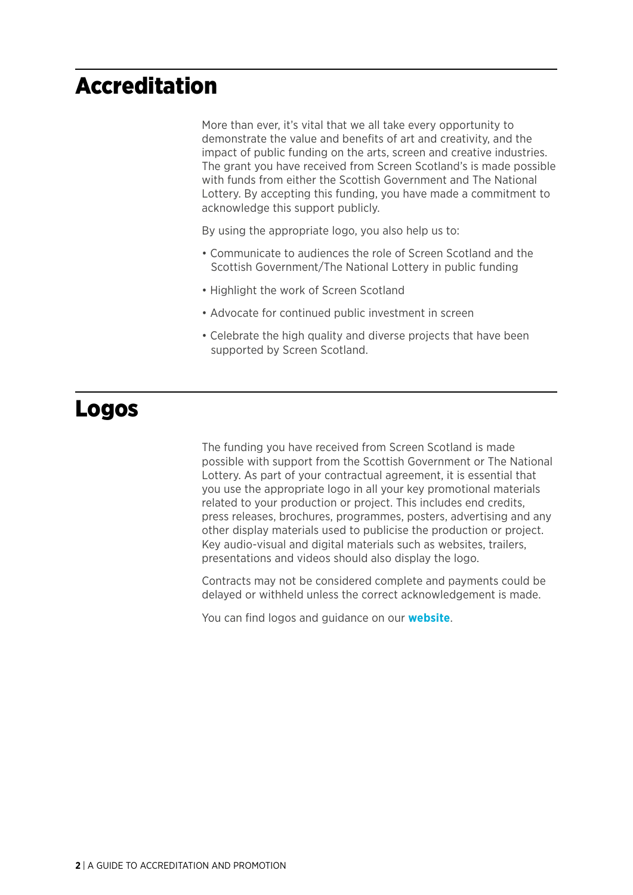## Accreditation

More than ever, it's vital that we all take every opportunity to demonstrate the value and benefits of art and creativity, and the impact of public funding on the arts, screen and creative industries. The grant you have received from Screen Scotland's is made possible with funds from either the Scottish Government and The National Lottery. By accepting this funding, you have made a commitment to acknowledge this support publicly.

By using the appropriate logo, you also help us to:

- Communicate to audiences the role of Screen Scotland and the Scottish Government/The National Lottery in public funding
- Highlight the work of Screen Scotland
- Advocate for continued public investment in screen
- Celebrate the high quality and diverse projects that have been supported by Screen Scotland.

## Logos

The funding you have received from Screen Scotland is made possible with support from the Scottish Government or The National Lottery. As part of your contractual agreement, it is essential that you use the appropriate logo in all your key promotional materials related to your production or project. This includes end credits, press releases, brochures, programmes, posters, advertising and any other display materials used to publicise the production or project. Key audio-visual and digital materials such as websites, trailers, presentations and videos should also display the logo.

Contracts may not be considered complete and payments could be delayed or withheld unless the correct acknowledgement is made.

You can find logos and guidance on our **website**.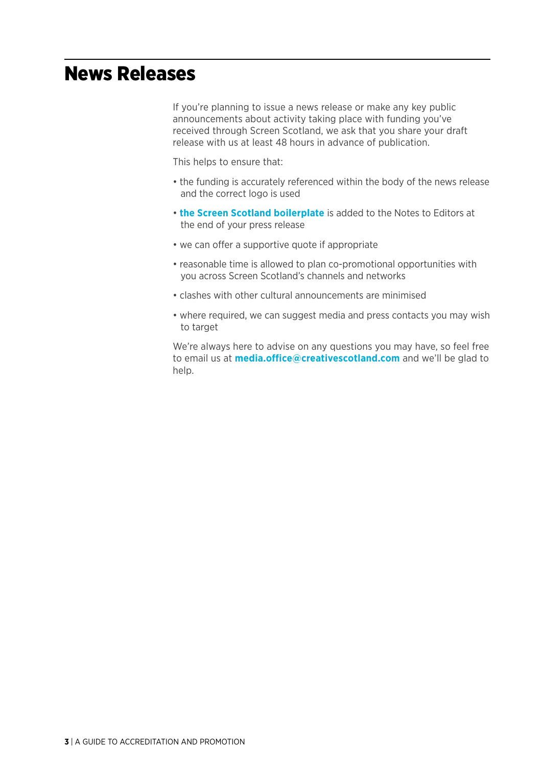# News Releases

If you're planning to issue a news release or make any key public announcements about activity taking place with funding you've received through Screen Scotland, we ask that you share your draft release with us at least 48 hours in advance of publication.

This helps to ensure that:

- the funding is accurately referenced within the body of the news release and the correct logo is used
- **the Screen Scotland boilerplate** is added to the Notes to Editors at the end of your press release
- we can offer a supportive quote if appropriate
- reasonable time is allowed to plan co-promotional opportunities with you across Screen Scotland's channels and networks
- clashes with other cultural announcements are minimised
- where required, we can suggest media and press contacts you may wish to target

We're always here to advise on any questions you may have, so feel free to email us at **media.office@creativescotland.com** and we'll be glad to help.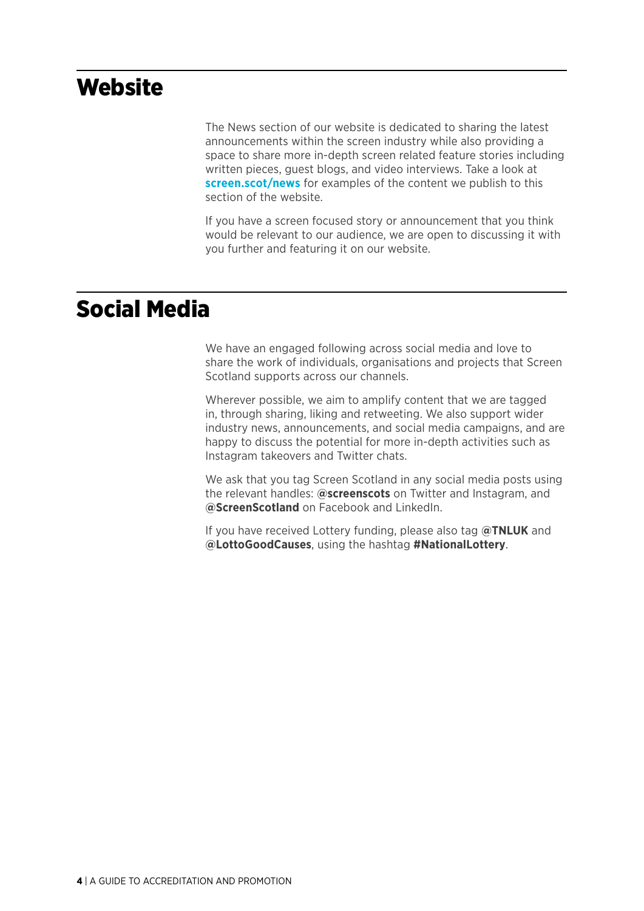## Website

The News section of our website is dedicated to sharing the latest announcements within the screen industry while also providing a space to share more in-depth screen related feature stories including written pieces, guest blogs, and video interviews. Take a look at **screen.scot/news** for examples of the content we publish to this section of the website.

If you have a screen focused story or announcement that you think would be relevant to our audience, we are open to discussing it with you further and featuring it on our website.

## Social Media

We have an engaged following across social media and love to share the work of individuals, organisations and projects that Screen Scotland supports across our channels.

Wherever possible, we aim to amplify content that we are tagged in, through sharing, liking and retweeting. We also support wider industry news, announcements, and social media campaigns, and are happy to discuss the potential for more in-depth activities such as Instagram takeovers and Twitter chats.

We ask that you tag Screen Scotland in any social media posts using the relevant handles: **@screenscots** on Twitter and Instagram, and **@ScreenScotland** on Facebook and LinkedIn.

If you have received Lottery funding, please also tag **@TNLUK** and **@LottoGoodCauses**, using the hashtag **#NationalLottery**.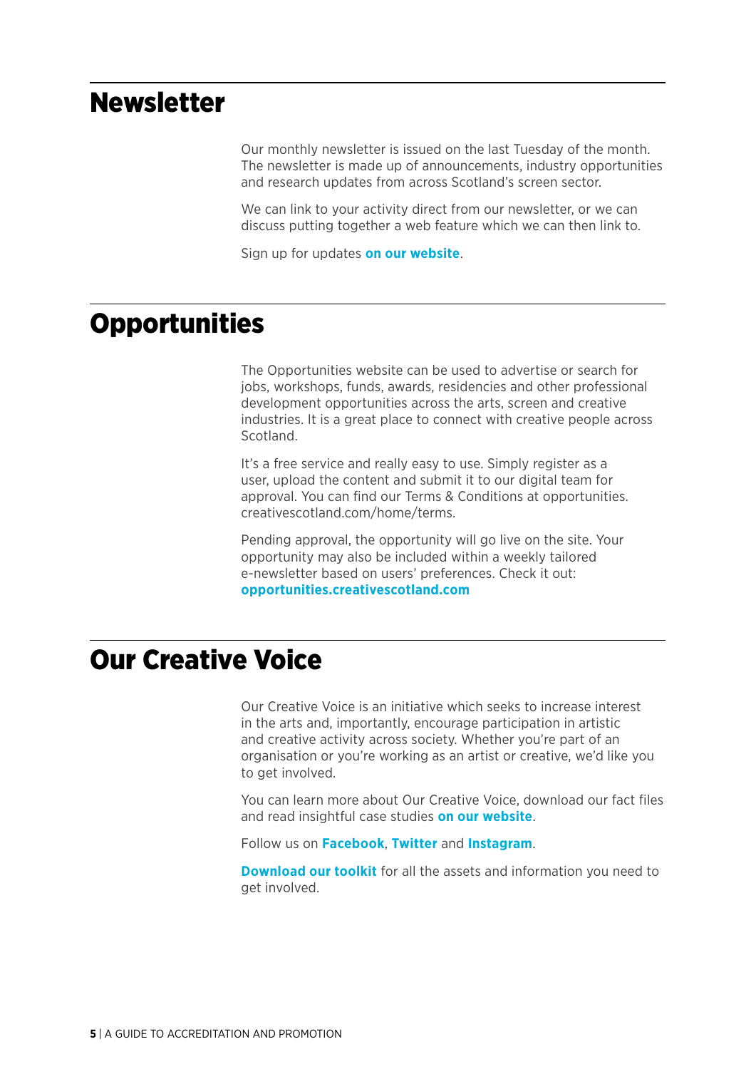## Newsletter

Our monthly newsletter is issued on the last Tuesday of the month. The newsletter is made up of announcements, industry opportunities and research updates from across Scotland's screen sector.

We can link to your activity direct from our newsletter, or we can discuss putting together a web feature which we can then link to.

Sign up for updates **on our website**.

## Opportunities

The Opportunities website can be used to advertise or search for jobs, workshops, funds, awards, residencies and other professional development opportunities across the arts, screen and creative industries. It is a great place to connect with creative people across Scotland.

It's a free service and really easy to use. Simply register as a user, upload the content and submit it to our digital team for approval. You can find our Terms & Conditions at opportunities.creativescotland.com/home/terms.

Pending approval, the opportunity will go live on the site. Your opportunity may also be included within a weekly tailored e-newsletter based on users' preferences. Check it out: **opportunities.creativescotland.com**

## Our Creative Voice

Our Creative Voice is an initiative which seeks to increase interest in the arts and, importantly, encourage participation in artistic and creative activity across society. Whether you're part of an organisation or you're working as an artist or creative, we'd like you to get involved.

You can learn more about Our Creative Voice, download our fact files and read insightful case studies **on our website**.

Follow us on **Facebook**, **Twitter** and **Instagram**.

**Download our toolkit** for all the assets and information you need to get involved.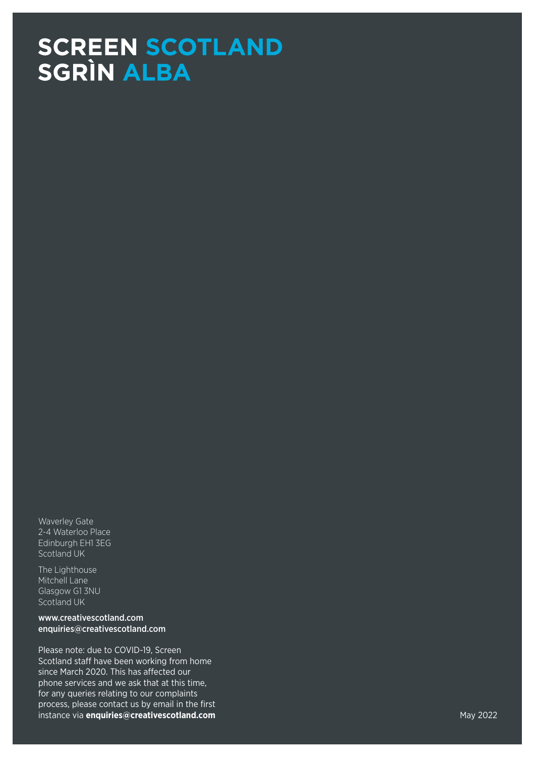# SCREEN SCOTLAND
# SGRÌN ALBA

Waverley Gate
2-4 Waterloo Place
Edinburgh EH1 3EG
Scotland UK

The Lighthouse
Mitchell Lane
Glasgow G1 3NU
Scotland UK

**www.creativescotland.com**
**enquiries@creativescotland.com**

Please note: due to COVID-19, Screen Scotland staff have been working from home since March 2020. This has affected our phone services and we ask that at this time, for any queries relating to our complaints process, please contact us by email in the first instance via **enquiries@creativescotland.com**

May 2022